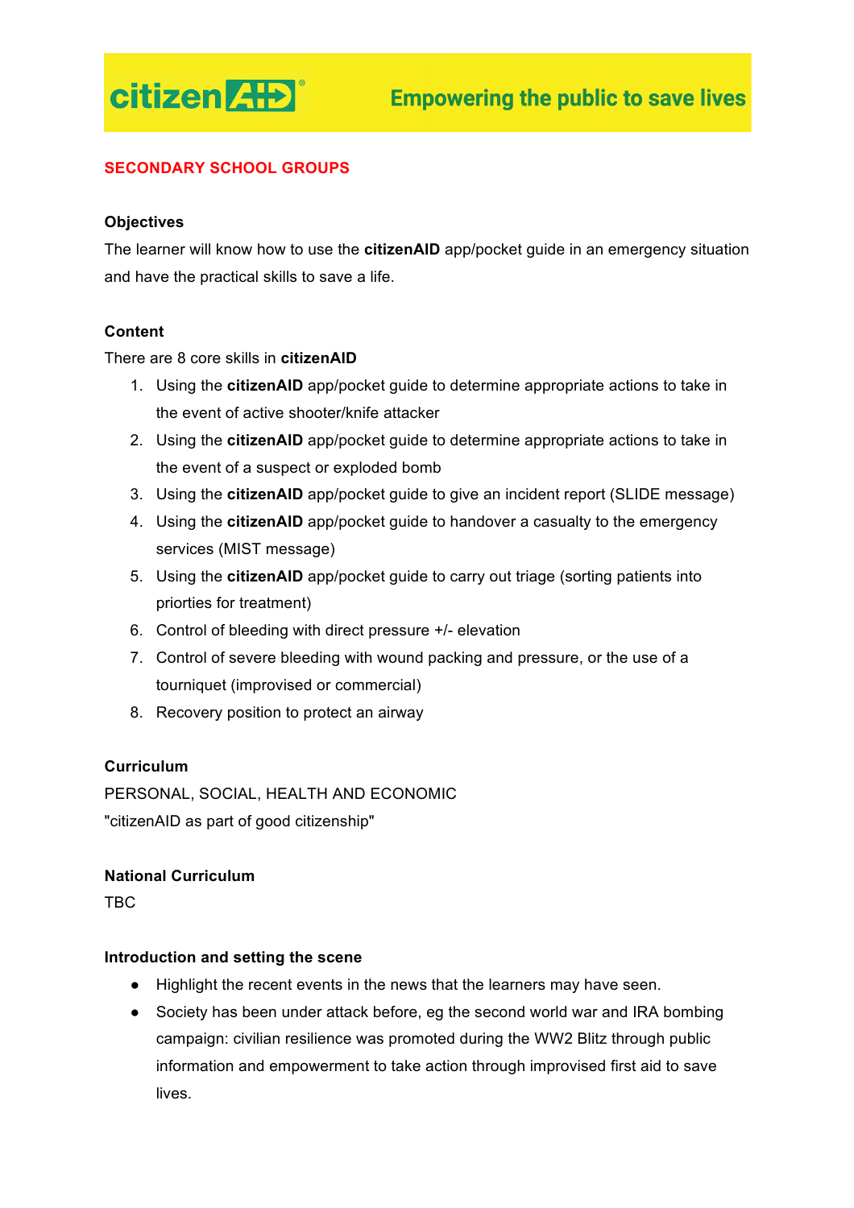citizenAID®

Empowering the public to save lives

## SECONDARY SCHOOL GROUPS

### Objectives

The learner will know how to use the **citizenAID** app/pocket guide in an emergency situation and have the practical skills to save a life.

### Content

There are 8 core skills in **citizenAID**

1. Using the **citizenAID** app/pocket guide to determine appropriate actions to take in the event of active shooter/knife attacker
2. Using the **citizenAID** app/pocket guide to determine appropriate actions to take in the event of a suspect or exploded bomb
3. Using the **citizenAID** app/pocket guide to give an incident report (SLIDE message)
4. Using the **citizenAID** app/pocket guide to handover a casualty to the emergency services (MIST message)
5. Using the **citizenAID** app/pocket guide to carry out triage (sorting patients into priorties for treatment)
6. Control of bleeding with direct pressure +/- elevation
7. Control of severe bleeding with wound packing and pressure, or the use of a tourniquet (improvised or commercial)
8. Recovery position to protect an airway

### Curriculum

PERSONAL, SOCIAL, HEALTH AND ECONOMIC

"citizenAID as part of good citizenship"

### National Curriculum

TBC

### Introduction and setting the scene

- Highlight the recent events in the news that the learners may have seen.
- Society has been under attack before, eg the second world war and IRA bombing campaign: civilian resilience was promoted during the WW2 Blitz through public information and empowerment to take action through improvised first aid to save lives.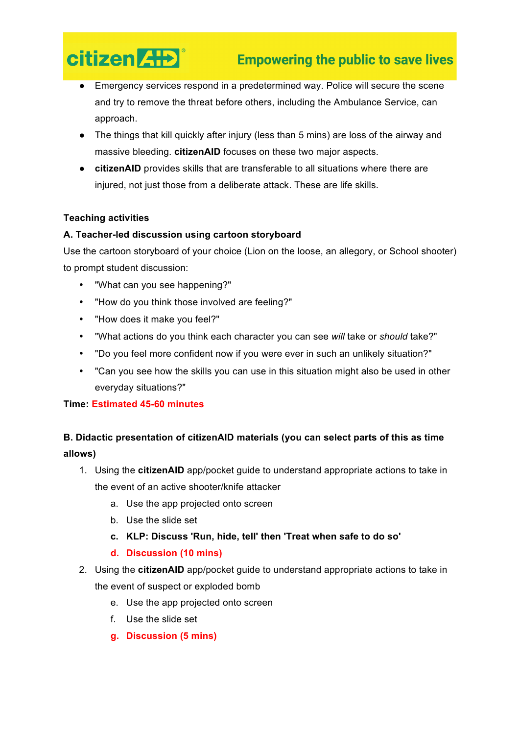- Emergency services respond in a predetermined way. Police will secure the scene and try to remove the threat before others, including the Ambulance Service, can approach.
- The things that kill quickly after injury (less than 5 mins) are loss of the airway and massive bleeding. **citizenAID** focuses on these two major aspects.
- **citizenAID** provides skills that are transferable to all situations where there are injured, not just those from a deliberate attack. These are life skills.

**Teaching activities**

**A. Teacher-led discussion using cartoon storyboard**

Use the cartoon storyboard of your choice (Lion on the loose, an allegory, or School shooter) to prompt student discussion:

- "What can you see happening?"
- "How do you think those involved are feeling?"
- "How does it make you feel?"
- "What actions do you think each character you can see *will* take or *should* take?"
- "Do you feel more confident now if you were ever in such an unlikely situation?"
- "Can you see how the skills you can use in this situation might also be used in other everyday situations?"

**Time: Estimated 45-60 minutes**

**B. Didactic presentation of citizenAID materials (you can select parts of this as time allows)**

1. Using the **citizenAID** app/pocket guide to understand appropriate actions to take in the event of an active shooter/knife attacker
   a. Use the app projected onto screen
   b. Use the slide set
   c. **KLP: Discuss 'Run, hide, tell' then 'Treat when safe to do so'**
   d. **Discussion (10 mins)**
2. Using the **citizenAID** app/pocket guide to understand appropriate actions to take in the event of suspect or exploded bomb
   e. Use the app projected onto screen
   f. Use the slide set
   g. **Discussion (5 mins)**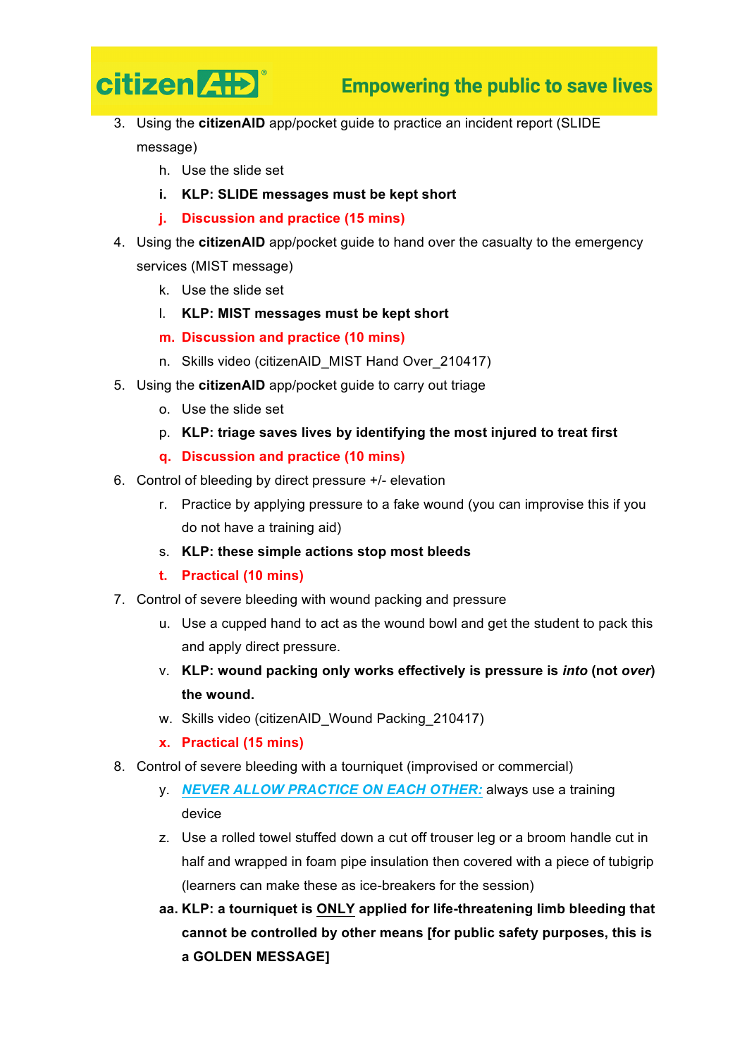3. Using the **citizenAID** app/pocket guide to practice an incident report (SLIDE message)
    h. Use the slide set
    **i. KLP: SLIDE messages must be kept short**
    **j. Discussion and practice (15 mins)**
4. Using the **citizenAID** app/pocket guide to hand over the casualty to the emergency services (MIST message)
    k. Use the slide set
    l. **KLP: MIST messages must be kept short**
    **m. Discussion and practice (10 mins)**
    n. Skills video (citizenAID_MIST Hand Over_210417)
5. Using the **citizenAID** app/pocket guide to carry out triage
    o. Use the slide set
    p. **KLP: triage saves lives by identifying the most injured to treat first**
    **q. Discussion and practice (10 mins)**
6. Control of bleeding by direct pressure +/- elevation
    r. Practice by applying pressure to a fake wound (you can improvise this if you do not have a training aid)
    s. **KLP: these simple actions stop most bleeds**
    **t. Practical (10 mins)**
7. Control of severe bleeding with wound packing and pressure
    u. Use a cupped hand to act as the wound bowl and get the student to pack this and apply direct pressure.
    v. **KLP: wound packing only works effectively is pressure is *into* (not *over*) the wound.**
    w. Skills video (citizenAID_Wound Packing_210417)
    **x. Practical (15 mins)**
8. Control of severe bleeding with a tourniquet (improvised or commercial)
    y. ***NEVER ALLOW PRACTICE ON EACH OTHER:*** always use a training device
    z. Use a rolled towel stuffed down a cut off trouser leg or a broom handle cut in half and wrapped in foam pipe insulation then covered with a piece of tubigrip (learners can make these as ice-breakers for the session)
    **aa. KLP: a tourniquet is ONLY applied for life-threatening limb bleeding that cannot be controlled by other means [for public safety purposes, this is a GOLDEN MESSAGE]**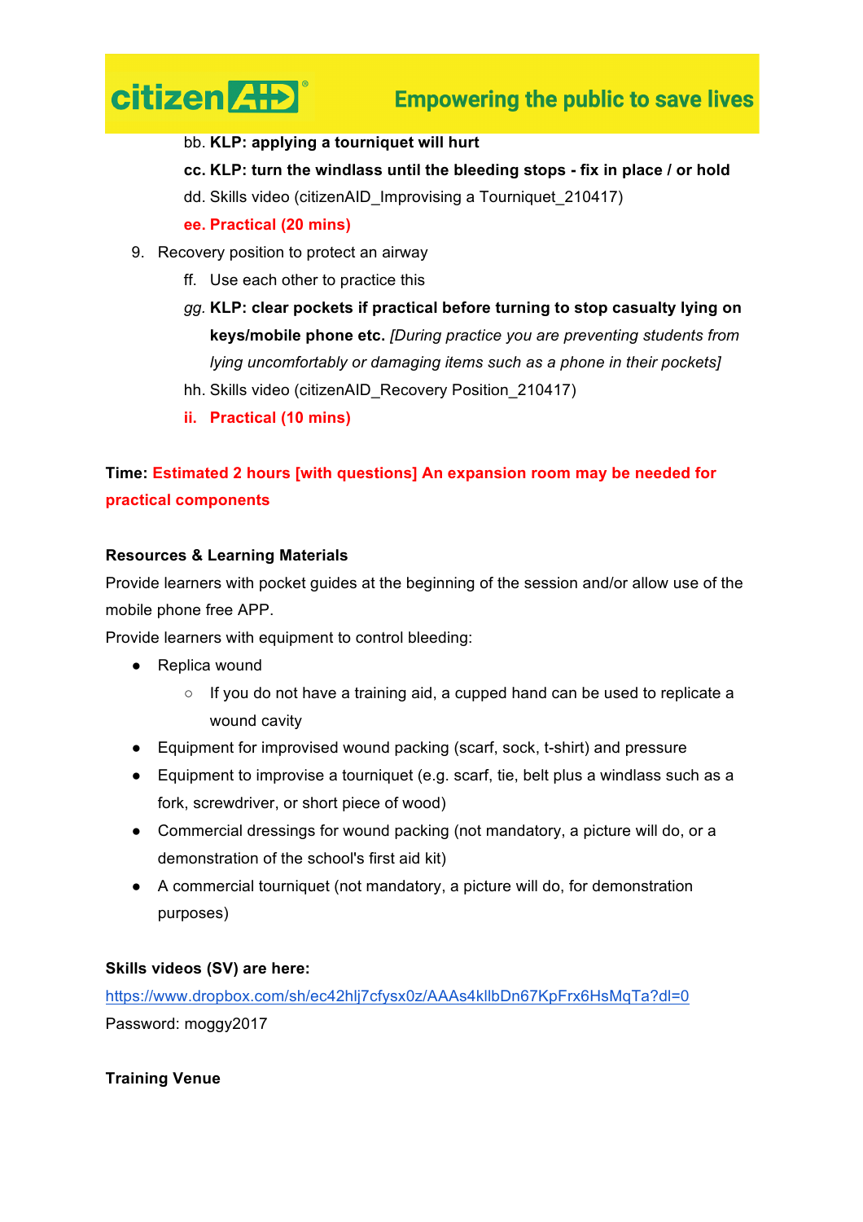- bb. **KLP: applying a tourniquet will hurt**
- **cc. KLP: turn the windlass until the bleeding stops - fix in place / or hold**
- dd. Skills video (citizenAID_Improvising a Tourniquet_210417)
- **ee. Practical (20 mins)**

9. Recovery position to protect an airway
   - ff. Use each other to practice this
   - *gg.* **KLP: clear pockets if practical before turning to stop casualty lying on keys/mobile phone etc.** *[During practice you are preventing students from lying uncomfortably or damaging items such as a phone in their pockets]*
   - hh. Skills video (citizenAID_Recovery Position_210417)
   - **ii. Practical (10 mins)**

**Time: Estimated 2 hours [with questions] An expansion room may be needed for practical components**

**Resources & Learning Materials**

Provide learners with pocket guides at the beginning of the session and/or allow use of the mobile phone free APP.

Provide learners with equipment to control bleeding:

- Replica wound
  - If you do not have a training aid, a cupped hand can be used to replicate a wound cavity
- Equipment for improvised wound packing (scarf, sock, t-shirt) and pressure
- Equipment to improvise a tourniquet (e.g. scarf, tie, belt plus a windlass such as a fork, screwdriver, or short piece of wood)
- Commercial dressings for wound packing (not mandatory, a picture will do, or a demonstration of the school's first aid kit)
- A commercial tourniquet (not mandatory, a picture will do, for demonstration purposes)

**Skills videos (SV) are here:**

https://www.dropbox.com/sh/ec42hlj7cfysx0z/AAAs4kllbDn67KpFrx6HsMqTa?dl=0

Password: moggy2017

**Training Venue**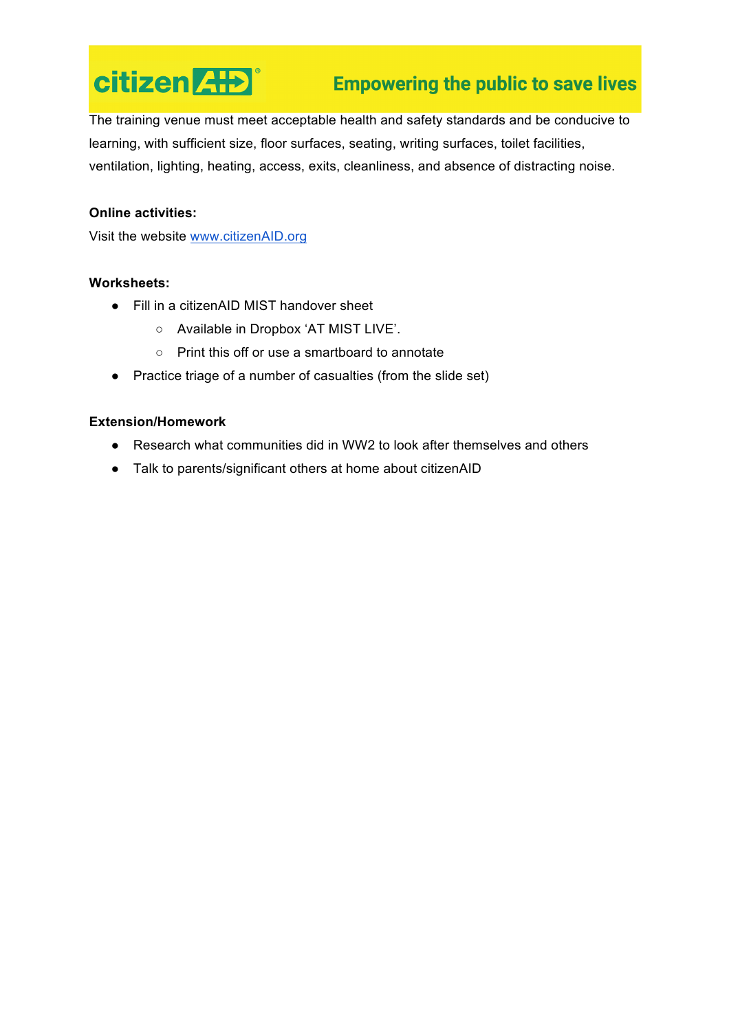The training venue must meet acceptable health and safety standards and be conducive to learning, with sufficient size, floor surfaces, seating, writing surfaces, toilet facilities, ventilation, lighting, heating, access, exits, cleanliness, and absence of distracting noise.

**Online activities:**

Visit the website [www.citizenAID.org](http://www.citizenAID.org)

**Worksheets:**

- Fill in a citizenAID MIST handover sheet
  - Available in Dropbox 'AT MIST LIVE'.
  - Print this off or use a smartboard to annotate
- Practice triage of a number of casualties (from the slide set)

**Extension/Homework**

- Research what communities did in WW2 to look after themselves and others
- Talk to parents/significant others at home about citizenAID